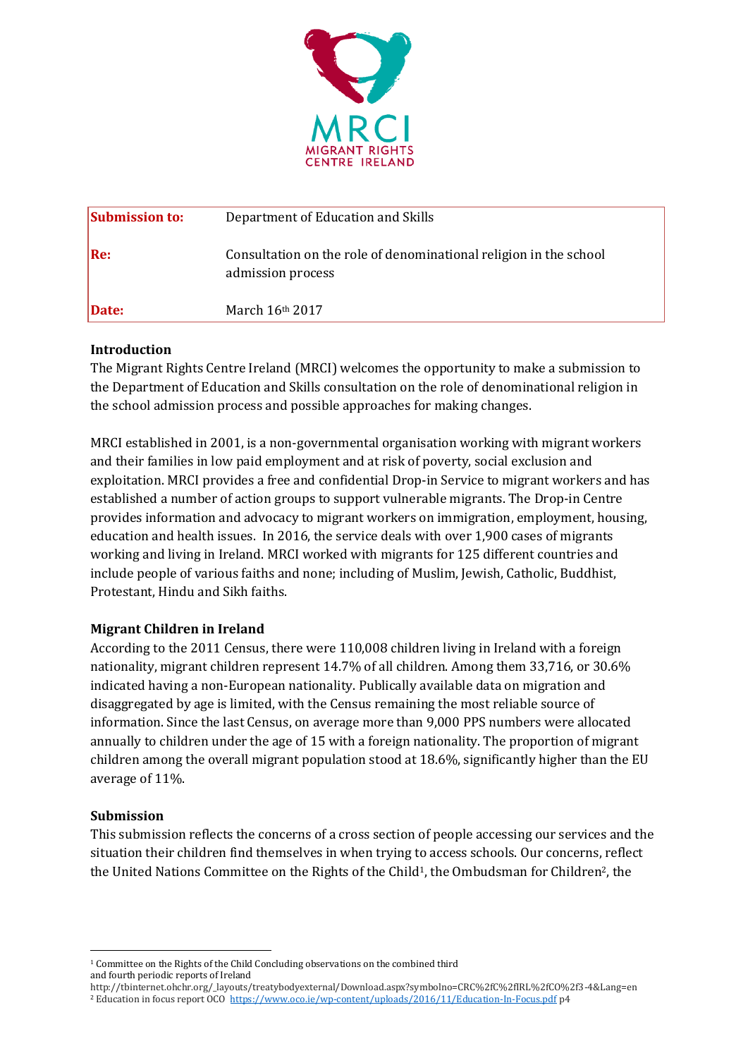MRCI
MIGRANT RIGHTS
CENTRE IRELAND

| | |
|---|---|
| **Submission to:** | Department of Education and Skills |
| **Re:** | Consultation on the role of denominational religion in the school admission process |
| **Date:** | March 16th 2017 |

**Introduction**

The Migrant Rights Centre Ireland (MRCI) welcomes the opportunity to make a submission to the Department of Education and Skills consultation on the role of denominational religion in the school admission process and possible approaches for making changes.

MRCI established in 2001, is a non-governmental organisation working with migrant workers and their families in low paid employment and at risk of poverty, social exclusion and exploitation. MRCI provides a free and confidential Drop-in Service to migrant workers and has established a number of action groups to support vulnerable migrants. The Drop-in Centre provides information and advocacy to migrant workers on immigration, employment, housing, education and health issues. In 2016, the service deals with over 1,900 cases of migrants working and living in Ireland. MRCI worked with migrants for 125 different countries and include people of various faiths and none; including of Muslim, Jewish, Catholic, Buddhist, Protestant, Hindu and Sikh faiths.

**Migrant Children in Ireland**

According to the 2011 Census, there were 110,008 children living in Ireland with a foreign nationality, migrant children represent 14.7% of all children. Among them 33,716, or 30.6% indicated having a non-European nationality. Publically available data on migration and disaggregated by age is limited, with the Census remaining the most reliable source of information. Since the last Census, on average more than 9,000 PPS numbers were allocated annually to children under the age of 15 with a foreign nationality. The proportion of migrant children among the overall migrant population stood at 18.6%, significantly higher than the EU average of 11%.

**Submission**

This submission reflects the concerns of a cross section of people accessing our services and the situation their children find themselves in when trying to access schools. Our concerns, reflect the United Nations Committee on the Rights of the Child[1], the Ombudsman for Children[2], the

[1] Committee on the Rights of the Child Concluding observations on the combined third and fourth periodic reports of Ireland
http://tbinternet.ohchr.org/_layouts/treatybodyexternal/Download.aspx?symbolno=CRC%2fC%2fIRL%2fCO%2f3-4&Lang=en

[2] Education in focus report OCO https://www.oco.ie/wp-content/uploads/2016/11/Education-In-Focus.pdf p4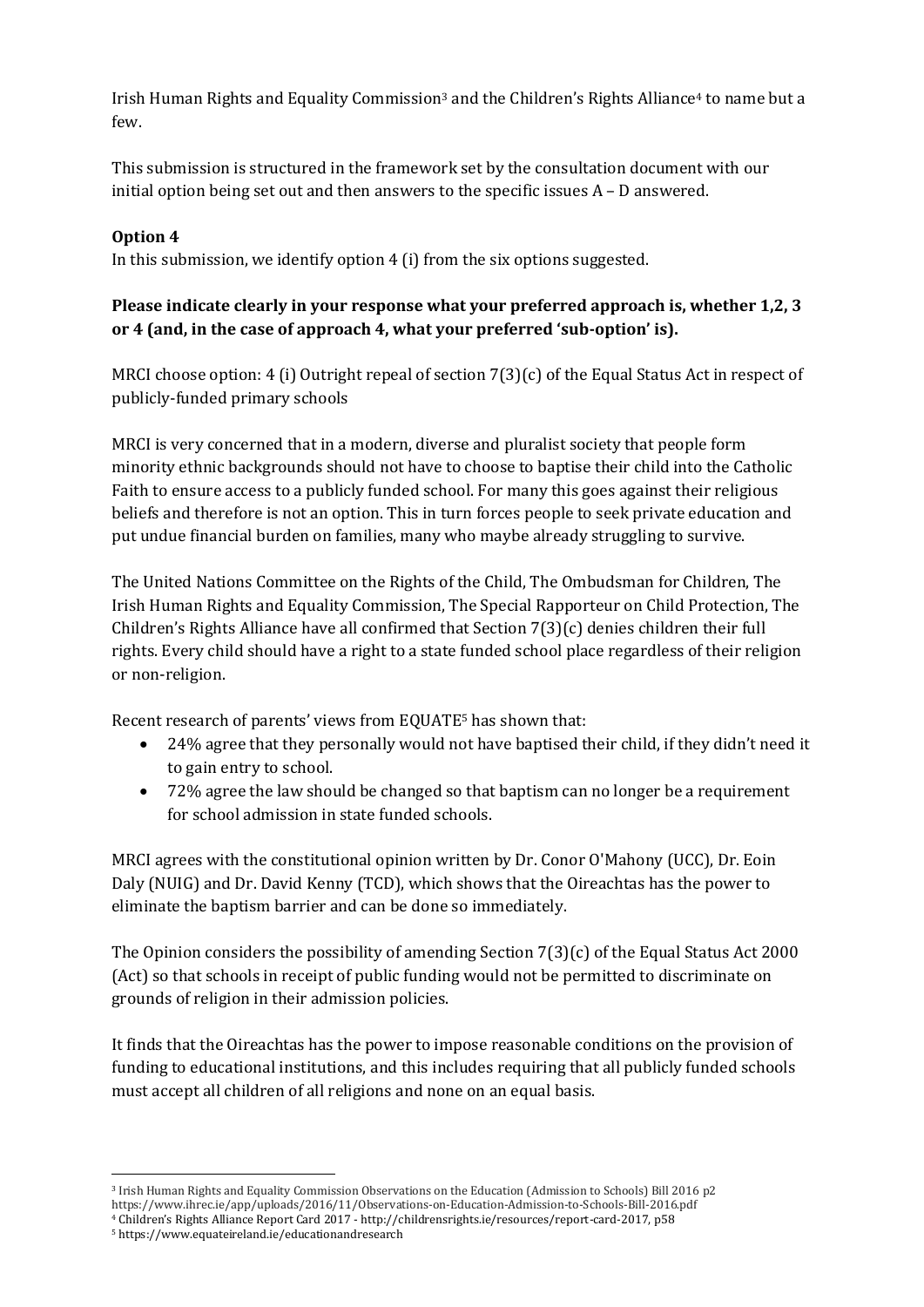Irish Human Rights and Equality Commission[3] and the Children's Rights Alliance[4] to name but a few.

This submission is structured in the framework set by the consultation document with our initial option being set out and then answers to the specific issues A – D answered.

**Option 4**

In this submission, we identify option 4 (i) from the six options suggested.

**Please indicate clearly in your response what your preferred approach is, whether 1,2, 3 or 4 (and, in the case of approach 4, what your preferred 'sub-option' is).**

MRCI choose option: 4 (i) Outright repeal of section 7(3)(c) of the Equal Status Act in respect of publicly-funded primary schools

MRCI is very concerned that in a modern, diverse and pluralist society that people form minority ethnic backgrounds should not have to choose to baptise their child into the Catholic Faith to ensure access to a publicly funded school. For many this goes against their religious beliefs and therefore is not an option. This in turn forces people to seek private education and put undue financial burden on families, many who maybe already struggling to survive.

The United Nations Committee on the Rights of the Child, The Ombudsman for Children, The Irish Human Rights and Equality Commission, The Special Rapporteur on Child Protection, The Children's Rights Alliance have all confirmed that Section 7(3)(c) denies children their full rights. Every child should have a right to a state funded school place regardless of their religion or non-religion.

Recent research of parents' views from EQUATE[5] has shown that:

- 24% agree that they personally would not have baptised their child, if they didn't need it to gain entry to school.
- 72% agree the law should be changed so that baptism can no longer be a requirement for school admission in state funded schools.

MRCI agrees with the constitutional opinion written by Dr. Conor O'Mahony (UCC), Dr. Eoin Daly (NUIG) and Dr. David Kenny (TCD), which shows that the Oireachtas has the power to eliminate the baptism barrier and can be done so immediately.

The Opinion considers the possibility of amending Section 7(3)(c) of the Equal Status Act 2000 (Act) so that schools in receipt of public funding would not be permitted to discriminate on grounds of religion in their admission policies.

It finds that the Oireachtas has the power to impose reasonable conditions on the provision of funding to educational institutions, and this includes requiring that all publicly funded schools must accept all children of all religions and none on an equal basis.

---

[3] Irish Human Rights and Equality Commission Observations on the Education (Admission to Schools) Bill 2016 p2 https://www.ihrec.ie/app/uploads/2016/11/Observations-on-Education-Admission-to-Schools-Bill-2016.pdf

[4] Children's Rights Alliance Report Card 2017 - http://childrensrights.ie/resources/report-card-2017, p58

[5] https://www.equateireland.ie/educationandresearch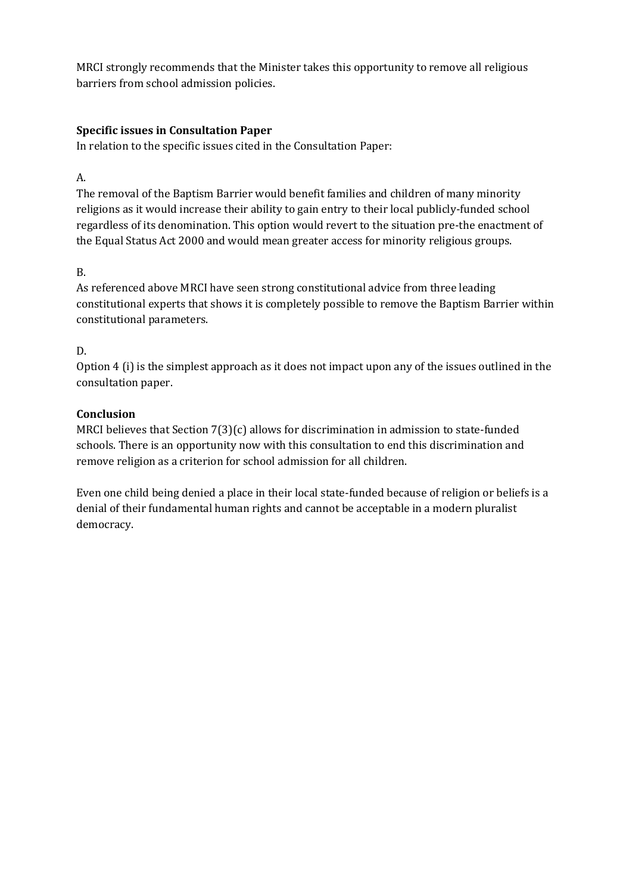MRCI strongly recommends that the Minister takes this opportunity to remove all religious barriers from school admission policies.

**Specific issues in Consultation Paper**

In relation to the specific issues cited in the Consultation Paper:

A.

The removal of the Baptism Barrier would benefit families and children of many minority religions as it would increase their ability to gain entry to their local publicly-funded school regardless of its denomination. This option would revert to the situation pre-the enactment of the Equal Status Act 2000 and would mean greater access for minority religious groups.

B.

As referenced above MRCI have seen strong constitutional advice from three leading constitutional experts that shows it is completely possible to remove the Baptism Barrier within constitutional parameters.

D.

Option 4 (i) is the simplest approach as it does not impact upon any of the issues outlined in the consultation paper.

**Conclusion**

MRCI believes that Section 7(3)(c) allows for discrimination in admission to state-funded schools. There is an opportunity now with this consultation to end this discrimination and remove religion as a criterion for school admission for all children.

Even one child being denied a place in their local state-funded because of religion or beliefs is a denial of their fundamental human rights and cannot be acceptable in a modern pluralist democracy.